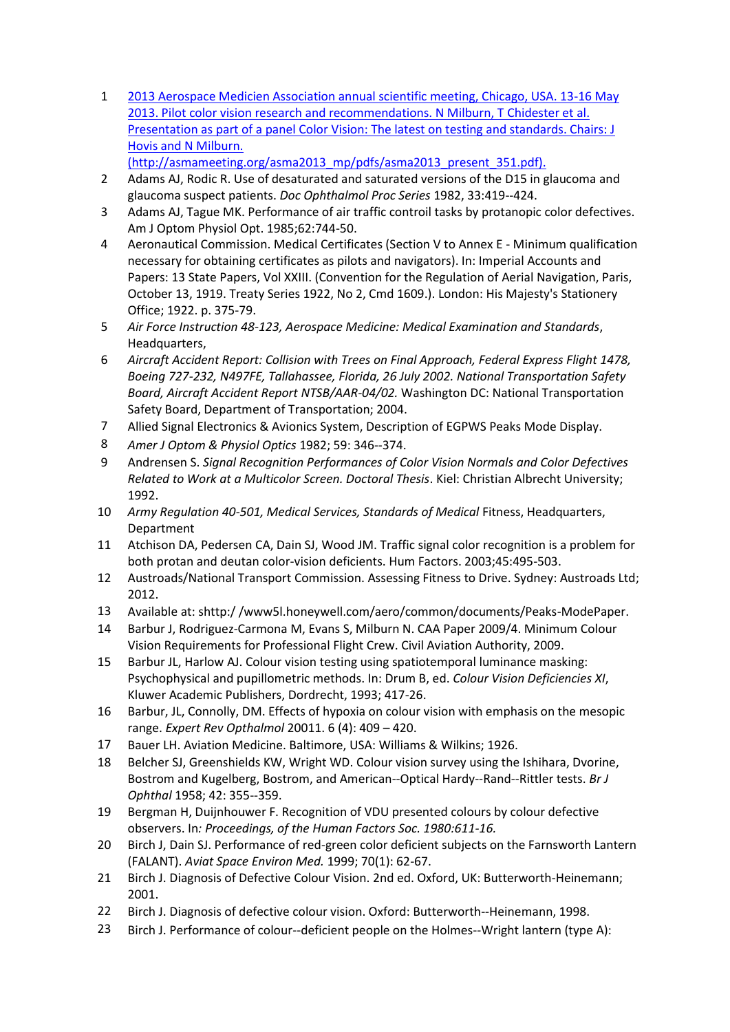1. [2013 Aerospace Medicien Association annual scientific meeting, Chicago, USA. 13-16 May 2013. Pilot color vision research and recommendations. N Milburn, T Chidester et al. Presentation as part of a panel Color Vision: The latest on testing and standards. Chairs: J Hovis and N Milburn. (http://asmameeting.org/asma2013_mp/pdfs/asma2013_present_351.pdf).](http://asmameeting.org/asma2013_mp/pdfs/asma2013_present_351.pdf)
2. Adams AJ, Rodic R. Use of desaturated and saturated versions of the D15 in glaucoma and glaucoma suspect patients. *Doc Ophthalmol Proc Series* 1982, 33:419--424.
3. Adams AJ, Tague MK. Performance of air traffic controil tasks by protanopic color defectives. Am J Optom Physiol Opt. 1985;62:744-50.
4. Aeronautical Commission. Medical Certificates (Section V to Annex E - Minimum qualification necessary for obtaining certificates as pilots and navigators). In: Imperial Accounts and Papers: 13 State Papers, Vol XXIII. (Convention for the Regulation of Aerial Navigation, Paris, October 13, 1919. Treaty Series 1922, No 2, Cmd 1609.). London: His Majesty's Stationery Office; 1922. p. 375-79.
5. *Air Force Instruction 48-123, Aerospace Medicine: Medical Examination and Standards*, Headquarters,
6. *Aircraft Accident Report: Collision with Trees on Final Approach, Federal Express Flight 1478, Boeing 727-232, N497FE, Tallahassee, Florida, 26 July 2002. National Transportation Safety Board, Aircraft Accident Report NTSB/AAR-04/02.* Washington DC: National Transportation Safety Board, Department of Transportation; 2004.
7. Allied Signal Electronics & Avionics System, Description of EGPWS Peaks Mode Display.
8. *Amer J Optom & Physiol Optics* 1982; 59: 346--374.
9. Andrensen S. *Signal Recognition Performances of Color Vision Normals and Color Defectives Related to Work at a Multicolor Screen. Doctoral Thesis*. Kiel: Christian Albrecht University; 1992.
10. *Army Regulation 40-501, Medical Services, Standards of Medical* Fitness, Headquarters, Department
11. Atchison DA, Pedersen CA, Dain SJ, Wood JM. Traffic signal color recognition is a problem for both protan and deutan color-vision deficients. Hum Factors. 2003;45:495-503.
12. Austroads/National Transport Commission. Assessing Fitness to Drive. Sydney: Austroads Ltd; 2012.
13. Available at: shttp:/ /www5l.honeywell.com/aero/common/documents/Peaks-ModePaper.
14. Barbur J, Rodriguez-Carmona M, Evans S, Milburn N. CAA Paper 2009/4. Minimum Colour Vision Requirements for Professional Flight Crew. Civil Aviation Authority, 2009.
15. Barbur JL, Harlow AJ. Colour vision testing using spatiotemporal luminance masking: Psychophysical and pupillometric methods. In: Drum B, ed. *Colour Vision Deficiencies XI*, Kluwer Academic Publishers, Dordrecht, 1993; 417-26.
16. Barbur, JL, Connolly, DM. Effects of hypoxia on colour vision with emphasis on the mesopic range. *Expert Rev Opthalmol* 20011. 6 (4): 409 – 420.
17. Bauer LH. Aviation Medicine. Baltimore, USA: Williams & Wilkins; 1926.
18. Belcher SJ, Greenshields KW, Wright WD. Colour vision survey using the Ishihara, Dvorine, Bostrom and Kugelberg, Bostrom, and American--Optical Hardy--Rand--Rittler tests. *Br J Ophthal* 1958; 42: 355--359.
19. Bergman H, Duijnhouwer F. Recognition of VDU presented colours by colour defective observers. In*: Proceedings, of the Human Factors Soc. 1980:611-16.*
20. Birch J, Dain SJ. Performance of red-green color deficient subjects on the Farnsworth Lantern (FALANT). *Aviat Space Environ Med.* 1999; 70(1): 62-67.
21. Birch J. Diagnosis of Defective Colour Vision. 2nd ed. Oxford, UK: Butterworth-Heinemann; 2001.
22. Birch J. Diagnosis of defective colour vision. Oxford: Butterworth--Heinemann, 1998.
23. Birch J. Performance of colour--deficient people on the Holmes--Wright lantern (type A):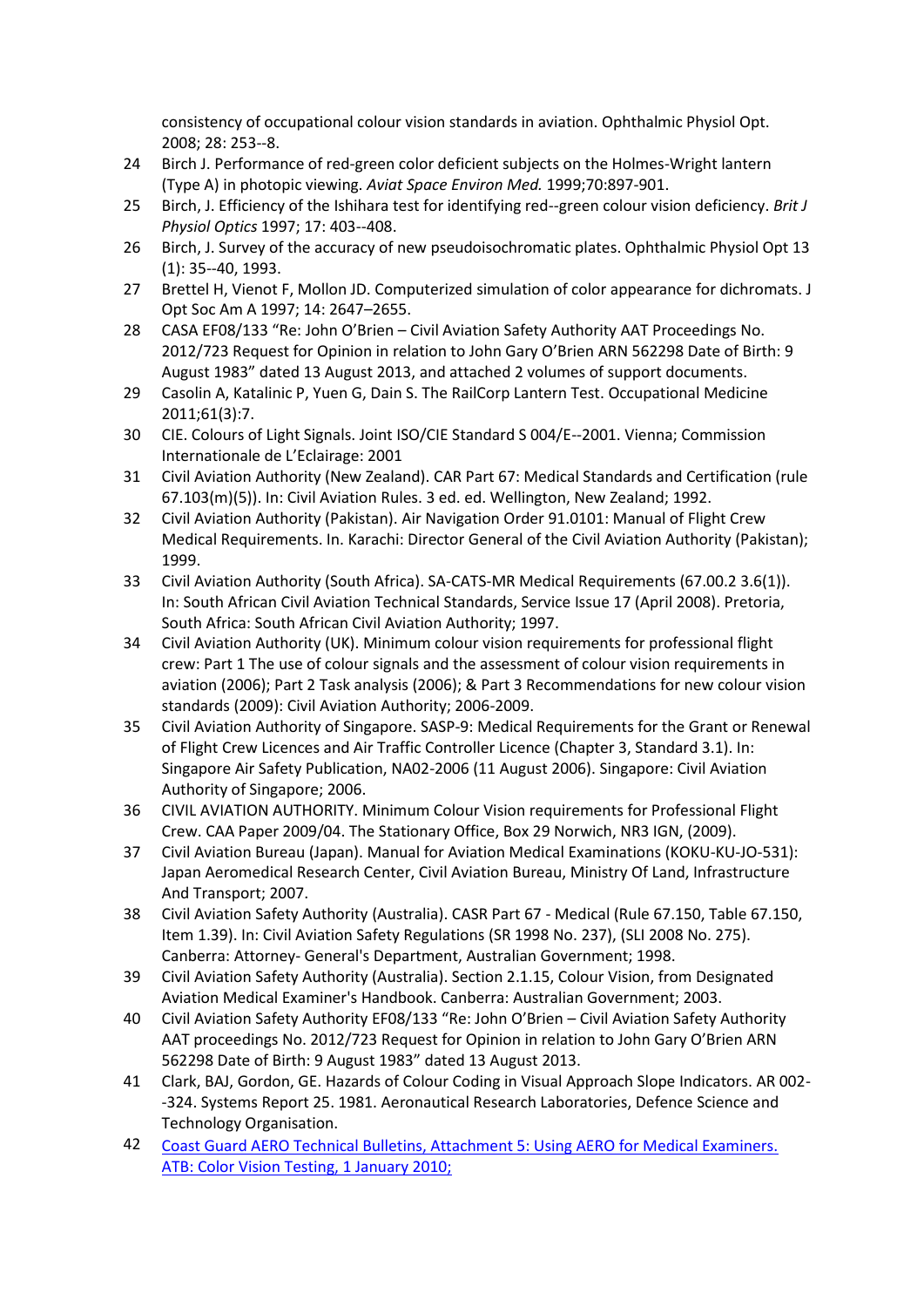consistency of occupational colour vision standards in aviation. Ophthalmic Physiol Opt. 2008; 28: 253--8.

24. Birch J. Performance of red-green color deficient subjects on the Holmes-Wright lantern (Type A) in photopic viewing. *Aviat Space Environ Med.* 1999;70:897-901.
25. Birch, J. Efficiency of the Ishihara test for identifying red--green colour vision deficiency. *Brit J Physiol Optics* 1997; 17: 403--408.
26. Birch, J. Survey of the accuracy of new pseudoisochromatic plates. Ophthalmic Physiol Opt 13 (1): 35--40, 1993.
27. Brettel H, Vienot F, Mollon JD. Computerized simulation of color appearance for dichromats. J Opt Soc Am A 1997; 14: 2647–2655.
28. CASA EF08/133 "Re: John O'Brien – Civil Aviation Safety Authority AAT Proceedings No. 2012/723 Request for Opinion in relation to John Gary O'Brien ARN 562298 Date of Birth: 9 August 1983" dated 13 August 2013, and attached 2 volumes of support documents.
29. Casolin A, Katalinic P, Yuen G, Dain S. The RailCorp Lantern Test. Occupational Medicine 2011;61(3):7.
30. CIE. Colours of Light Signals. Joint ISO/CIE Standard S 004/E--2001. Vienna; Commission Internationale de L'Eclairage: 2001
31. Civil Aviation Authority (New Zealand). CAR Part 67: Medical Standards and Certification (rule 67.103(m)(5)). In: Civil Aviation Rules. 3 ed. ed. Wellington, New Zealand; 1992.
32. Civil Aviation Authority (Pakistan). Air Navigation Order 91.0101: Manual of Flight Crew Medical Requirements. In. Karachi: Director General of the Civil Aviation Authority (Pakistan); 1999.
33. Civil Aviation Authority (South Africa). SA-CATS-MR Medical Requirements (67.00.2 3.6(1)). In: South African Civil Aviation Technical Standards, Service Issue 17 (April 2008). Pretoria, South Africa: South African Civil Aviation Authority; 1997.
34. Civil Aviation Authority (UK). Minimum colour vision requirements for professional flight crew: Part 1 The use of colour signals and the assessment of colour vision requirements in aviation (2006); Part 2 Task analysis (2006); & Part 3 Recommendations for new colour vision standards (2009): Civil Aviation Authority; 2006-2009.
35. Civil Aviation Authority of Singapore. SASP-9: Medical Requirements for the Grant or Renewal of Flight Crew Licences and Air Traffic Controller Licence (Chapter 3, Standard 3.1). In: Singapore Air Safety Publication, NA02-2006 (11 August 2006). Singapore: Civil Aviation Authority of Singapore; 2006.
36. CIVIL AVIATION AUTHORITY. Minimum Colour Vision requirements for Professional Flight Crew. CAA Paper 2009/04. The Stationary Office, Box 29 Norwich, NR3 IGN, (2009).
37. Civil Aviation Bureau (Japan). Manual for Aviation Medical Examinations (KOKU-KU-JO-531): Japan Aeromedical Research Center, Civil Aviation Bureau, Ministry Of Land, Infrastructure And Transport; 2007.
38. Civil Aviation Safety Authority (Australia). CASR Part 67 - Medical (Rule 67.150, Table 67.150, Item 1.39). In: Civil Aviation Safety Regulations (SR 1998 No. 237), (SLI 2008 No. 275). Canberra: Attorney- General's Department, Australian Government; 1998.
39. Civil Aviation Safety Authority (Australia). Section 2.1.15, Colour Vision, from Designated Aviation Medical Examiner's Handbook. Canberra: Australian Government; 2003.
40. Civil Aviation Safety Authority EF08/133 "Re: John O'Brien – Civil Aviation Safety Authority AAT proceedings No. 2012/723 Request for Opinion in relation to John Gary O'Brien ARN 562298 Date of Birth: 9 August 1983" dated 13 August 2013.
41. Clark, BAJ, Gordon, GE. Hazards of Colour Coding in Visual Approach Slope Indicators. AR 002--324. Systems Report 25. 1981. Aeronautical Research Laboratories, Defence Science and Technology Organisation.
42. Coast Guard AERO Technical Bulletins, Attachment 5: Using AERO for Medical Examiners. ATB: Color Vision Testing, 1 January 2010;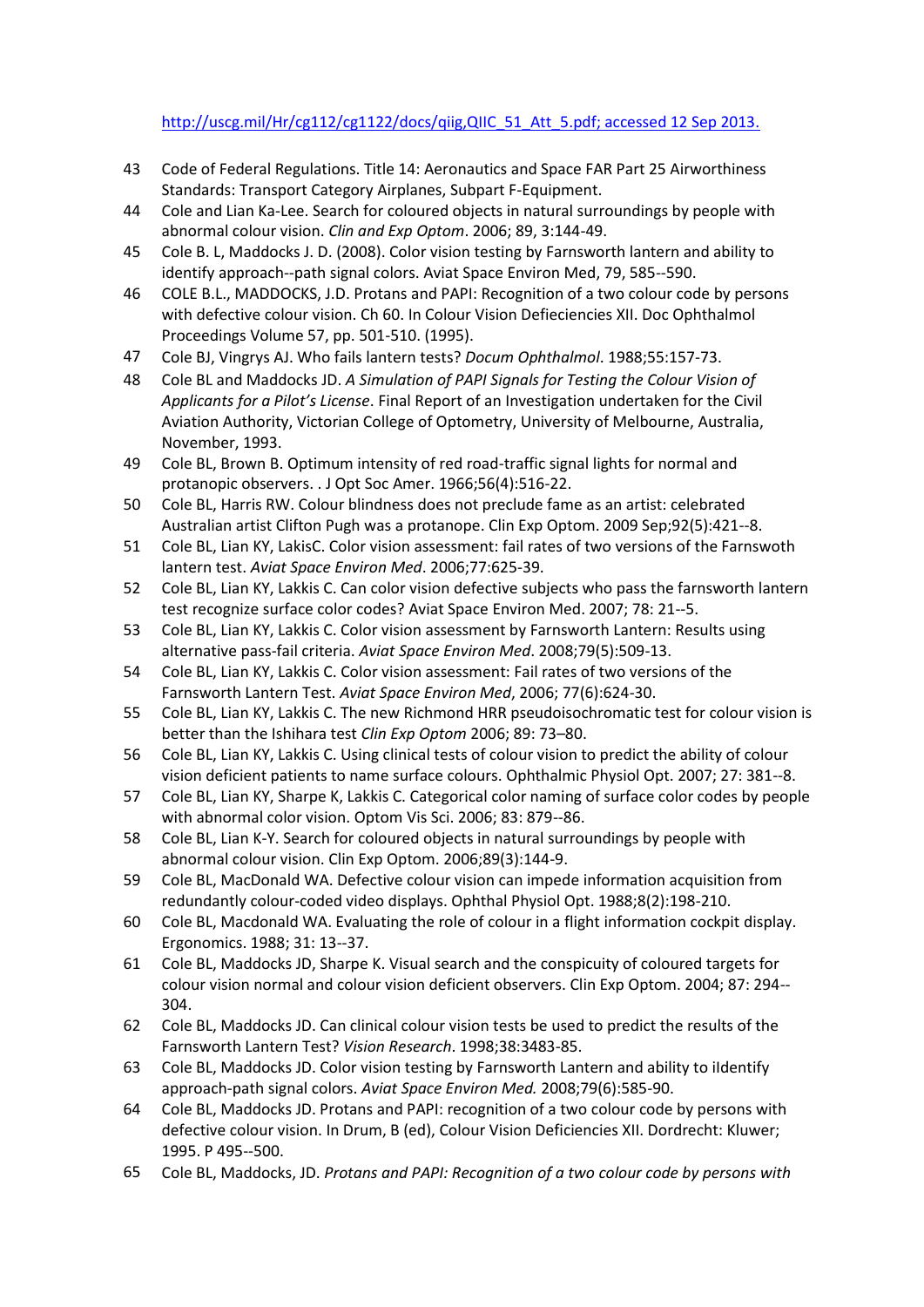http://uscg.mil/Hr/cg112/cg1122/docs/qiig,QIIC_51_Att_5.pdf; accessed 12 Sep 2013.

43 Code of Federal Regulations. Title 14: Aeronautics and Space FAR Part 25 Airworthiness Standards: Transport Category Airplanes, Subpart F-Equipment.

44 Cole and Lian Ka-Lee. Search for coloured objects in natural surroundings by people with abnormal colour vision. *Clin and Exp Optom*. 2006; 89, 3:144-49.

45 Cole B. L, Maddocks J. D. (2008). Color vision testing by Farnsworth lantern and ability to identify approach--path signal colors. Aviat Space Environ Med, 79, 585--590.

46 COLE B.L., MADDOCKS, J.D. Protans and PAPI: Recognition of a two colour code by persons with defective colour vision. Ch 60. In Colour Vision Defieciencies XII. Doc Ophthalmol Proceedings Volume 57, pp. 501-510. (1995).

47 Cole BJ, Vingrys AJ. Who fails lantern tests? *Docum Ophthalmol*. 1988;55:157-73.

48 Cole BL and Maddocks JD. *A Simulation of PAPI Signals for Testing the Colour Vision of Applicants for a Pilot's License*. Final Report of an Investigation undertaken for the Civil Aviation Authority, Victorian College of Optometry, University of Melbourne, Australia, November, 1993.

49 Cole BL, Brown B. Optimum intensity of red road-traffic signal lights for normal and protanopic observers. . J Opt Soc Amer. 1966;56(4):516-22.

50 Cole BL, Harris RW. Colour blindness does not preclude fame as an artist: celebrated Australian artist Clifton Pugh was a protanope. Clin Exp Optom. 2009 Sep;92(5):421--8.

51 Cole BL, Lian KY, LakisC. Color vision assessment: fail rates of two versions of the Farnswoth lantern test. *Aviat Space Environ Med*. 2006;77:625-39.

52 Cole BL, Lian KY, Lakkis C. Can color vision defective subjects who pass the farnsworth lantern test recognize surface color codes? Aviat Space Environ Med. 2007; 78: 21--5.

53 Cole BL, Lian KY, Lakkis C. Color vision assessment by Farnsworth Lantern: Results using alternative pass-fail criteria. *Aviat Space Environ Med*. 2008;79(5):509-13.

54 Cole BL, Lian KY, Lakkis C. Color vision assessment: Fail rates of two versions of the Farnsworth Lantern Test. *Aviat Space Environ Med*, 2006; 77(6):624-30.

55 Cole BL, Lian KY, Lakkis C. The new Richmond HRR pseudoisochromatic test for colour vision is better than the Ishihara test *Clin Exp Optom* 2006; 89: 73–80.

56 Cole BL, Lian KY, Lakkis C. Using clinical tests of colour vision to predict the ability of colour vision deficient patients to name surface colours. Ophthalmic Physiol Opt. 2007; 27: 381--8.

57 Cole BL, Lian KY, Sharpe K, Lakkis C. Categorical color naming of surface color codes by people with abnormal color vision. Optom Vis Sci. 2006; 83: 879--86.

58 Cole BL, Lian K-Y. Search for coloured objects in natural surroundings by people with abnormal colour vision. Clin Exp Optom. 2006;89(3):144-9.

59 Cole BL, MacDonald WA. Defective colour vision can impede information acquisition from redundantly colour-coded video displays. Ophthal Physiol Opt. 1988;8(2):198-210.

60 Cole BL, Macdonald WA. Evaluating the role of colour in a flight information cockpit display. Ergonomics. 1988; 31: 13--37.

61 Cole BL, Maddocks JD, Sharpe K. Visual search and the conspicuity of coloured targets for colour vision normal and colour vision deficient observers. Clin Exp Optom. 2004; 87: 294--304.

62 Cole BL, Maddocks JD. Can clinical colour vision tests be used to predict the results of the Farnsworth Lantern Test? *Vision Research*. 1998;38:3483-85.

63 Cole BL, Maddocks JD. Color vision testing by Farnsworth Lantern and ability to iIdentify approach-path signal colors. *Aviat Space Environ Med.* 2008;79(6):585-90.

64 Cole BL, Maddocks JD. Protans and PAPI: recognition of a two colour code by persons with defective colour vision. In Drum, B (ed), Colour Vision Deficiencies XII. Dordrecht: Kluwer; 1995. P 495--500.

65 Cole BL, Maddocks, JD. *Protans and PAPI: Recognition of a two colour code by persons with*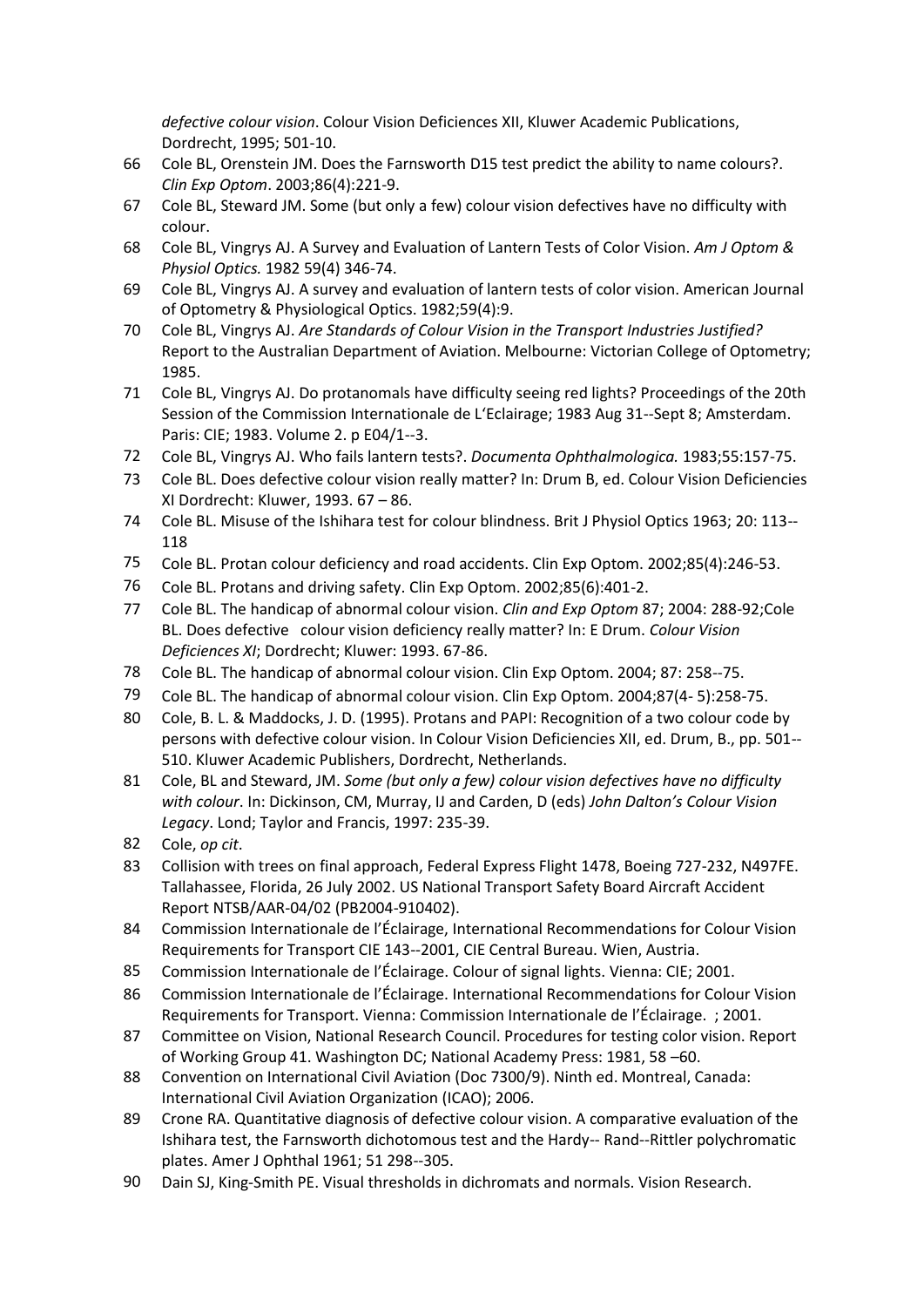*defective colour vision*. Colour Vision Deficiences XII, Kluwer Academic Publications, Dordrecht, 1995; 501-10.

66 Cole BL, Orenstein JM. Does the Farnsworth D15 test predict the ability to name colours?. *Clin Exp Optom*. 2003;86(4):221-9.

67 Cole BL, Steward JM. Some (but only a few) colour vision defectives have no difficulty with colour.

68 Cole BL, Vingrys AJ. A Survey and Evaluation of Lantern Tests of Color Vision. *Am J Optom & Physiol Optics.* 1982 59(4) 346-74.

69 Cole BL, Vingrys AJ. A survey and evaluation of lantern tests of color vision. American Journal of Optometry & Physiological Optics. 1982;59(4):9.

70 Cole BL, Vingrys AJ. *Are Standards of Colour Vision in the Transport Industries Justified?* Report to the Australian Department of Aviation. Melbourne: Victorian College of Optometry; 1985.

71 Cole BL, Vingrys AJ. Do protanomals have difficulty seeing red lights? Proceedings of the 20th Session of the Commission Internationale de L'Eclairage; 1983 Aug 31--Sept 8; Amsterdam. Paris: CIE; 1983. Volume 2. p E04/1--3.

72 Cole BL, Vingrys AJ. Who fails lantern tests?. *Documenta Ophthalmologica.* 1983;55:157-75.

73 Cole BL. Does defective colour vision really matter? In: Drum B, ed. Colour Vision Deficiencies XI Dordrecht: Kluwer, 1993. 67 – 86.

74 Cole BL. Misuse of the Ishihara test for colour blindness. Brit J Physiol Optics 1963; 20: 113--118

75 Cole BL. Protan colour deficiency and road accidents. Clin Exp Optom. 2002;85(4):246-53.

76 Cole BL. Protans and driving safety. Clin Exp Optom. 2002;85(6):401-2.

77 Cole BL. The handicap of abnormal colour vision. *Clin and Exp Optom* 87; 2004: 288-92;Cole BL. Does defective colour vision deficiency really matter? In: E Drum. *Colour Vision Deficiences XI*; Dordrecht; Kluwer: 1993. 67-86.

78 Cole BL. The handicap of abnormal colour vision. Clin Exp Optom. 2004; 87: 258--75.

79 Cole BL. The handicap of abnormal colour vision. Clin Exp Optom. 2004;87(4- 5):258-75.

80 Cole, B. L. & Maddocks, J. D. (1995). Protans and PAPI: Recognition of a two colour code by persons with defective colour vision. In Colour Vision Deficiencies XII, ed. Drum, B., pp. 501--510. Kluwer Academic Publishers, Dordrecht, Netherlands.

81 Cole, BL and Steward, JM. *Some (but only a few) colour vision defectives have no difficulty with colour*. In: Dickinson, CM, Murray, IJ and Carden, D (eds) *John Dalton's Colour Vision Legacy*. Lond; Taylor and Francis, 1997: 235-39.

82 Cole, *op cit*.

83 Collision with trees on final approach, Federal Express Flight 1478, Boeing 727-232, N497FE. Tallahassee, Florida, 26 July 2002. US National Transport Safety Board Aircraft Accident Report NTSB/AAR-04/02 (PB2004-910402).

84 Commission Internationale de l'Éclairage, International Recommendations for Colour Vision Requirements for Transport CIE 143--2001, CIE Central Bureau. Wien, Austria.

85 Commission Internationale de l'Éclairage. Colour of signal lights. Vienna: CIE; 2001.

86 Commission Internationale de l'Éclairage. International Recommendations for Colour Vision Requirements for Transport. Vienna: Commission Internationale de l'Éclairage. ; 2001.

87 Committee on Vision, National Research Council. Procedures for testing color vision. Report of Working Group 41. Washington DC; National Academy Press: 1981, 58 –60.

88 Convention on International Civil Aviation (Doc 7300/9). Ninth ed. Montreal, Canada: International Civil Aviation Organization (ICAO); 2006.

89 Crone RA. Quantitative diagnosis of defective colour vision. A comparative evaluation of the Ishihara test, the Farnsworth dichotomous test and the Hardy-- Rand--Rittler polychromatic plates. Amer J Ophthal 1961; 51 298--305.

90 Dain SJ, King-Smith PE. Visual thresholds in dichromats and normals. Vision Research.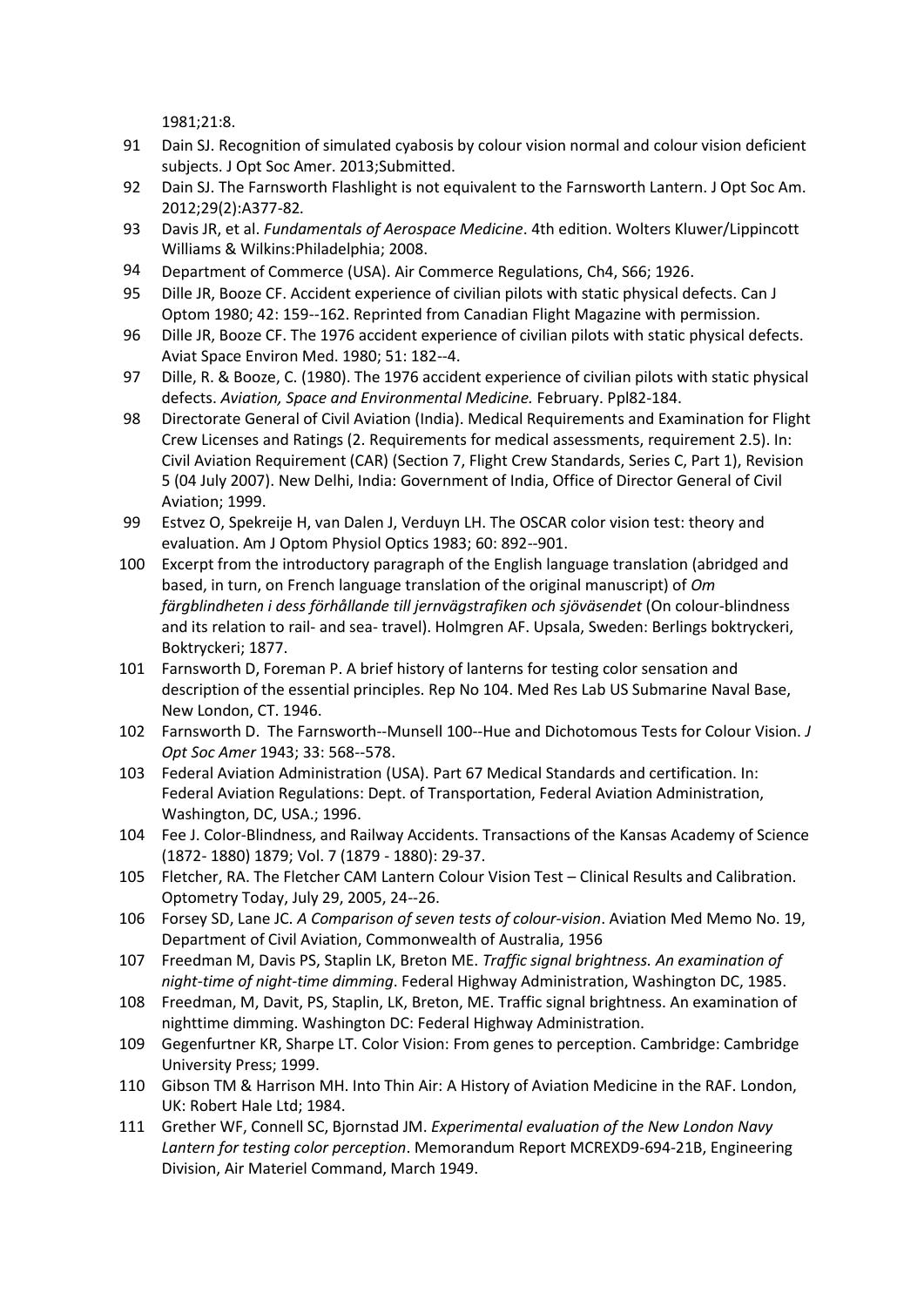1981;21:8.

91 Dain SJ. Recognition of simulated cyabosis by colour vision normal and colour vision deficient subjects. J Opt Soc Amer. 2013;Submitted.

92 Dain SJ. The Farnsworth Flashlight is not equivalent to the Farnsworth Lantern. J Opt Soc Am. 2012;29(2):A377-82.

93 Davis JR, et al. *Fundamentals of Aerospace Medicine*. 4th edition. Wolters Kluwer/Lippincott Williams & Wilkins:Philadelphia; 2008.

94 Department of Commerce (USA). Air Commerce Regulations, Ch4, S66; 1926.

95 Dille JR, Booze CF. Accident experience of civilian pilots with static physical defects. Can J Optom 1980; 42: 159--162. Reprinted from Canadian Flight Magazine with permission.

96 Dille JR, Booze CF. The 1976 accident experience of civilian pilots with static physical defects. Aviat Space Environ Med. 1980; 51: 182--4.

97 Dille, R. & Booze, C. (1980). The 1976 accident experience of civilian pilots with static physical defects. *Aviation, Space and Environmental Medicine.* February. Ppl82-184.

98 Directorate General of Civil Aviation (India). Medical Requirements and Examination for Flight Crew Licenses and Ratings (2. Requirements for medical assessments, requirement 2.5). In: Civil Aviation Requirement (CAR) (Section 7, Flight Crew Standards, Series C, Part 1), Revision 5 (04 July 2007). New Delhi, India: Government of India, Office of Director General of Civil Aviation; 1999.

99 Estvez O, Spekreije H, van Dalen J, Verduyn LH. The OSCAR color vision test: theory and evaluation. Am J Optom Physiol Optics 1983; 60: 892--901.

100 Excerpt from the introductory paragraph of the English language translation (abridged and based, in turn, on French language translation of the original manuscript) of *Om färgblindheten i dess förhållande till jernvägstrafiken och sjöväsendet* (On colour-blindness and its relation to rail- and sea- travel). Holmgren AF. Upsala, Sweden: Berlings boktryckeri, Boktryckeri; 1877.

101 Farnsworth D, Foreman P. A brief history of lanterns for testing color sensation and description of the essential principles. Rep No 104. Med Res Lab US Submarine Naval Base, New London, CT. 1946.

102 Farnsworth D. The Farnsworth--Munsell 100--Hue and Dichotomous Tests for Colour Vision. *J Opt Soc Amer* 1943; 33: 568--578.

103 Federal Aviation Administration (USA). Part 67 Medical Standards and certification. In: Federal Aviation Regulations: Dept. of Transportation, Federal Aviation Administration, Washington, DC, USA.; 1996.

104 Fee J. Color-Blindness, and Railway Accidents. Transactions of the Kansas Academy of Science (1872- 1880) 1879; Vol. 7 (1879 - 1880): 29-37.

105 Fletcher, RA. The Fletcher CAM Lantern Colour Vision Test – Clinical Results and Calibration. Optometry Today, July 29, 2005, 24--26.

106 Forsey SD, Lane JC. *A Comparison of seven tests of colour-vision*. Aviation Med Memo No. 19, Department of Civil Aviation, Commonwealth of Australia, 1956

107 Freedman M, Davis PS, Staplin LK, Breton ME. *Traffic signal brightness. An examination of night-time of night-time dimming*. Federal Highway Administration, Washington DC, 1985.

108 Freedman, M, Davit, PS, Staplin, LK, Breton, ME. Traffic signal brightness. An examination of nighttime dimming. Washington DC: Federal Highway Administration.

109 Gegenfurtner KR, Sharpe LT. Color Vision: From genes to perception. Cambridge: Cambridge University Press; 1999.

110 Gibson TM & Harrison MH. Into Thin Air: A History of Aviation Medicine in the RAF. London, UK: Robert Hale Ltd; 1984.

111 Grether WF, Connell SC, Bjornstad JM. *Experimental evaluation of the New London Navy Lantern for testing color perception*. Memorandum Report MCREXD9-694-21B, Engineering Division, Air Materiel Command, March 1949.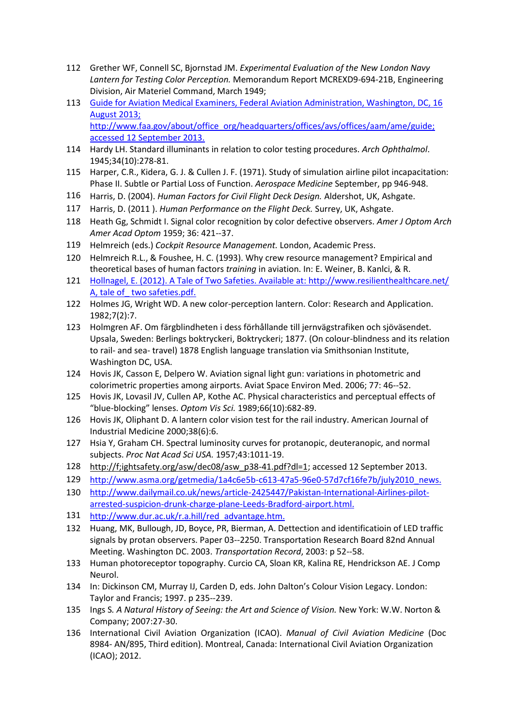112 Grether WF, Connell SC, Bjornstad JM. *Experimental Evaluation of the New London Navy Lantern for Testing Color Perception.* Memorandum Report MCREXD9-694-21B, Engineering Division, Air Materiel Command, March 1949;

113 Guide for Aviation Medical Examiners, Federal Aviation Administration, Washington, DC, 16 August 2013; http://www.faa.gov/about/office_org/headquarters/offices/avs/offices/aam/ame/guide; accessed 12 September 2013.

114 Hardy LH. Standard illuminants in relation to color testing procedures. *Arch Ophthalmol*. 1945;34(10):278-81.

115 Harper, C.R., Kidera, G. J. & Cullen J. F. (1971). Study of simulation airline pilot incapacitation: Phase II. Subtle or Partial Loss of Function. *Aerospace Medicine* September, pp 946-948.

116 Harris, D. (2004). *Human Factors for Civil Flight Deck Design.* Aldershot, UK, Ashgate.

117 Harris, D. (2011 ). *Human Performance on the Flight Deck.* Surrey, UK, Ashgate.

118 Heath Gg, Schmidt I. Signal color recognition by color defective observers. *Amer J Optom Arch Amer Acad Optom* 1959; 36: 421--37.

119 Helmreich (eds.) *Cockpit Resource Management.* London, Academic Press.

120 Helmreich R.L., & Foushee, H. C. (1993). Why crew resource management? Empirical and theoretical bases of human factors *training* in aviation. In: E. Weiner, B. Kanlci, & R.

121 Hollnagel, E. (2012). A Tale of Two Safeties. Available at: http://www.resilienthealthcare.net/ A, tale of_ two safeties.pdf.

122 Holmes JG, Wright WD. A new color-perception lantern. Color: Research and Application. 1982;7(2):7.

123 Holmgren AF. Om färgblindheten i dess förhållande till jernvägstrafiken och sjöväsendet. Upsala, Sweden: Berlings boktryckeri, Boktryckeri; 1877. (On colour-blindness and its relation to rail- and sea- travel) 1878 English language translation via Smithsonian Institute, Washington DC, USA.

124 Hovis JK, Casson E, Delpero W. Aviation signal light gun: variations in photometric and colorimetric properties among airports. Aviat Space Environ Med. 2006; 77: 46--52.

125 Hovis JK, Lovasil JV, Cullen AP, Kothe AC. Physical characteristics and perceptual effects of "blue-blocking" lenses. *Optom Vis Sci.* 1989;66(10):682-89.

126 Hovis JK, Oliphant D. A lantern color vision test for the rail industry. American Journal of Industrial Medicine 2000;38(6):6.

127 Hsia Y, Graham CH. Spectral luminosity curves for protanopic, deuteranopic, and normal subjects. *Proc Nat Acad Sci USA.* 1957;43:1011-19.

128 http://f;ightsafety.org/asw/dec08/asw_p38-41.pdf?dl=1; accessed 12 September 2013.

129 http://www.asma.org/getmedia/1a4c6e5b-c613-47a5-96e0-57d7cf16fe7b/july2010_news.

130 http://www.dailymail.co.uk/news/article-2425447/Pakistan-International-Airlines-pilot-arrested-suspicion-drunk-charge-plane-Leeds-Bradford-airport.html.

131 http://www.dur.ac.uk/r.a.hill/red_advantage.htm.

132 Huang, MK, Bullough, JD, Boyce, PR, Bierman, A. Detection and identificatioin of LED traffic signals by protan observers. Paper 03--2250. Transportation Research Board 82nd Annual Meeting. Washington DC. 2003. *Transportation Record*, 2003: p 52--58.

133 Human photoreceptor topography. Curcio CA, Sloan KR, Kalina RE, Hendrickson AE. J Comp Neurol.

134 In: Dickinson CM, Murray IJ, Carden D, eds. John Dalton's Colour Vision Legacy. London: Taylor and Francis; 1997. p 235--239.

135 Ings S. *A Natural History of Seeing: the Art and Science of Vision.* New York: W.W. Norton & Company; 2007:27-30.

136 International Civil Aviation Organization (ICAO). *Manual of Civil Aviation Medicine* (Doc 8984- AN/895, Third edition). Montreal, Canada: International Civil Aviation Organization (ICAO); 2012.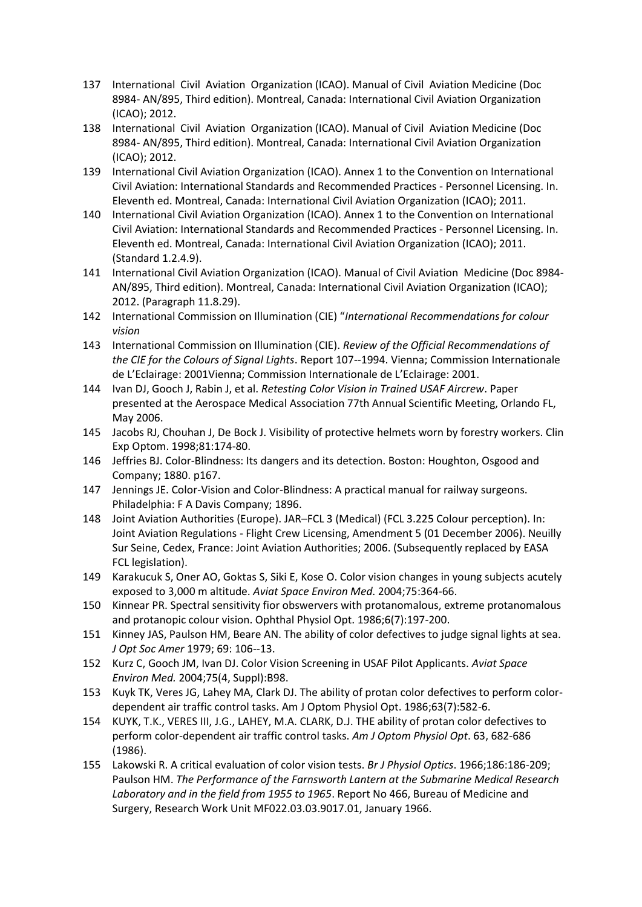137 International Civil Aviation Organization (ICAO). Manual of Civil Aviation Medicine (Doc 8984- AN/895, Third edition). Montreal, Canada: International Civil Aviation Organization (ICAO); 2012.

138 International Civil Aviation Organization (ICAO). Manual of Civil Aviation Medicine (Doc 8984- AN/895, Third edition). Montreal, Canada: International Civil Aviation Organization (ICAO); 2012.

139 International Civil Aviation Organization (ICAO). Annex 1 to the Convention on International Civil Aviation: International Standards and Recommended Practices - Personnel Licensing. In. Eleventh ed. Montreal, Canada: International Civil Aviation Organization (ICAO); 2011.

140 International Civil Aviation Organization (ICAO). Annex 1 to the Convention on International Civil Aviation: International Standards and Recommended Practices - Personnel Licensing. In. Eleventh ed. Montreal, Canada: International Civil Aviation Organization (ICAO); 2011. (Standard 1.2.4.9).

141 International Civil Aviation Organization (ICAO). Manual of Civil Aviation Medicine (Doc 8984- AN/895, Third edition). Montreal, Canada: International Civil Aviation Organization (ICAO); 2012. (Paragraph 11.8.29).

142 International Commission on Illumination (CIE) "*International Recommendations for colour vision*

143 International Commission on Illumination (CIE). *Review of the Official Recommendations of the CIE for the Colours of Signal Lights*. Report 107--1994. Vienna; Commission Internationale de L'Eclairage: 2001Vienna; Commission Internationale de L'Eclairage: 2001.

144 Ivan DJ, Gooch J, Rabin J, et al. *Retesting Color Vision in Trained USAF Aircrew*. Paper presented at the Aerospace Medical Association 77th Annual Scientific Meeting, Orlando FL, May 2006.

145 Jacobs RJ, Chouhan J, De Bock J. Visibility of protective helmets worn by forestry workers. Clin Exp Optom. 1998;81:174-80.

146 Jeffries BJ. Color-Blindness: Its dangers and its detection. Boston: Houghton, Osgood and Company; 1880. p167.

147 Jennings JE. Color-Vision and Color-Blindness: A practical manual for railway surgeons. Philadelphia: F A Davis Company; 1896.

148 Joint Aviation Authorities (Europe). JAR–FCL 3 (Medical) (FCL 3.225 Colour perception). In: Joint Aviation Regulations - Flight Crew Licensing, Amendment 5 (01 December 2006). Neuilly Sur Seine, Cedex, France: Joint Aviation Authorities; 2006. (Subsequently replaced by EASA FCL legislation).

149 Karakucuk S, Oner AO, Goktas S, Siki E, Kose O. Color vision changes in young subjects acutely exposed to 3,000 m altitude. *Aviat Space Environ Med*. 2004;75:364-66.

150 Kinnear PR. Spectral sensitivity fior obswervers with protanomalous, extreme protanomalous and protanopic colour vision. Ophthal Physiol Opt. 1986;6(7):197-200.

151 Kinney JAS, Paulson HM, Beare AN. The ability of color defectives to judge signal lights at sea. *J Opt Soc Amer* 1979; 69: 106--13.

152 Kurz C, Gooch JM, Ivan DJ. Color Vision Screening in USAF Pilot Applicants. *Aviat Space Environ Med.* 2004;75(4, Suppl):B98.

153 Kuyk TK, Veres JG, Lahey MA, Clark DJ. The ability of protan color defectives to perform color-dependent air traffic control tasks. Am J Optom Physiol Opt. 1986;63(7):582-6.

154 KUYK, T.K., VERES III, J.G., LAHEY, M.A. CLARK, D.J. THE ability of protan color defectives to perform color-dependent air traffic control tasks. *Am J Optom Physiol Opt*. 63, 682-686 (1986).

155 Lakowski R. A critical evaluation of color vision tests. *Br J Physiol Optics*. 1966;186:186-209; Paulson HM. *The Performance of the Farnsworth Lantern at the Submarine Medical Research Laboratory and in the field from 1955 to 1965*. Report No 466, Bureau of Medicine and Surgery, Research Work Unit MF022.03.03.9017.01, January 1966.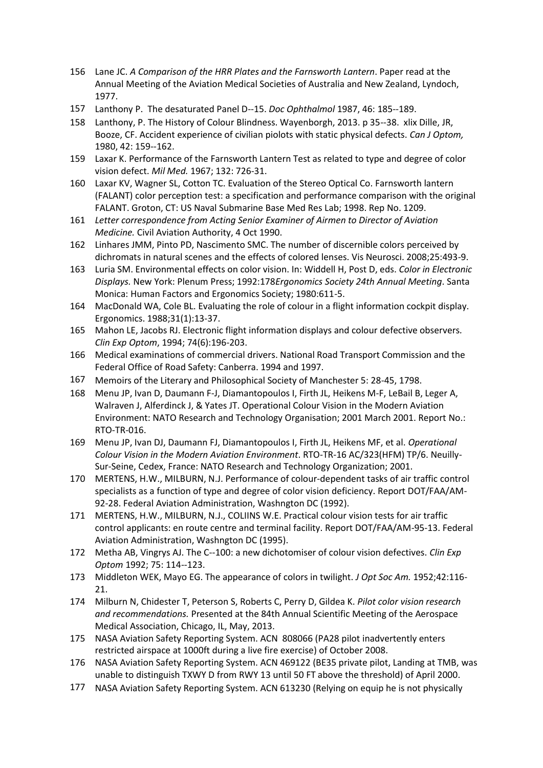156 Lane JC. *A Comparison of the HRR Plates and the Farnsworth Lantern*. Paper read at the Annual Meeting of the Aviation Medical Societies of Australia and New Zealand, Lyndoch, 1977.

157 Lanthony P. The desaturated Panel D--15. *Doc Ophthalmol* 1987, 46: 185--189.

158 Lanthony, P. The History of Colour Blindness. Wayenborgh, 2013. p 35--38. xlix Dille, JR, Booze, CF. Accident experience of civilian piolots with static physical defects. *Can J Optom,* 1980, 42: 159--162.

159 Laxar K. Performance of the Farnsworth Lantern Test as related to type and degree of color vision defect. *Mil Med.* 1967; 132: 726-31.

160 Laxar KV, Wagner SL, Cotton TC. Evaluation of the Stereo Optical Co. Farnsworth lantern (FALANT) color perception test: a specification and performance comparison with the original FALANT. Groton, CT: US Naval Submarine Base Med Res Lab; 1998. Rep No. 1209.

161 *Letter correspondence from Acting Senior Examiner of Airmen to Director of Aviation Medicine.* Civil Aviation Authority, 4 Oct 1990.

162 Linhares JMM, Pinto PD, Nascimento SMC. The number of discernible colors perceived by dichromats in natural scenes and the effects of colored lenses. Vis Neurosci. 2008;25:493-9.

163 Luria SM. Environmental effects on color vision. In: Widdell H, Post D, eds. *Color in Electronic Displays.* New York: Plenum Press; 1992:178*Ergonomics Society 24th Annual Meeting*. Santa Monica: Human Factors and Ergonomics Society; 1980:611-5.

164 MacDonald WA, Cole BL. Evaluating the role of colour in a flight information cockpit display. Ergonomics. 1988;31(1):13-37.

165 Mahon LE, Jacobs RJ. Electronic flight information displays and colour defective observers. *Clin Exp Optom*, 1994; 74(6):196-203.

166 Medical examinations of commercial drivers. National Road Transport Commission and the Federal Office of Road Safety: Canberra. 1994 and 1997.

167 Memoirs of the Literary and Philosophical Society of Manchester 5: 28-45, 1798.

168 Menu JP, Ivan D, Daumann F-J, Diamantopoulos I, Firth JL, Heikens M-F, LeBail B, Leger A, Walraven J, Alferdinck J, & Yates JT. Operational Colour Vision in the Modern Aviation Environment: NATO Research and Technology Organisation; 2001 March 2001. Report No.: RTO-TR-016.

169 Menu JP, Ivan DJ, Daumann FJ, Diamantopoulos I, Firth JL, Heikens MF, et al. *Operational Colour Vision in the Modern Aviation Environment*. RTO-TR-16 AC/323(HFM) TP/6. Neuilly-Sur-Seine, Cedex, France: NATO Research and Technology Organization; 2001.

170 MERTENS, H.W., MILBURN, N.J. Performance of colour-dependent tasks of air traffic control specialists as a function of type and degree of color vision deficiency. Report DOT/FAA/AM-92-28. Federal Aviation Administration, Washngton DC (1992).

171 MERTENS, H.W., MILBURN, N.J., COLIINS W.E. Practical colour vision tests for air traffic control applicants: en route centre and terminal facility. Report DOT/FAA/AM-95-13. Federal Aviation Administration, Washngton DC (1995).

172 Metha AB, Vingrys AJ. The C--100: a new dichotomiser of colour vision defectives. *Clin Exp Optom* 1992; 75: 114--123.

173 Middleton WEK, Mayo EG. The appearance of colors in twilight. *J Opt Soc Am.* 1952;42:116-21.

174 Milburn N, Chidester T, Peterson S, Roberts C, Perry D, Gildea K. *Pilot color vision research and recommendations.* Presented at the 84th Annual Scientific Meeting of the Aerospace Medical Association, Chicago, IL, May, 2013.

175 NASA Aviation Safety Reporting System. ACN 808066 (PA28 pilot inadvertently enters restricted airspace at 1000ft during a live fire exercise) of October 2008.

176 NASA Aviation Safety Reporting System. ACN 469122 (BE35 private pilot, Landing at TMB, was unable to distinguish TXWY D from RWY 13 until 50 FT above the threshold) of April 2000.

177 NASA Aviation Safety Reporting System. ACN 613230 (Relying on equip he is not physically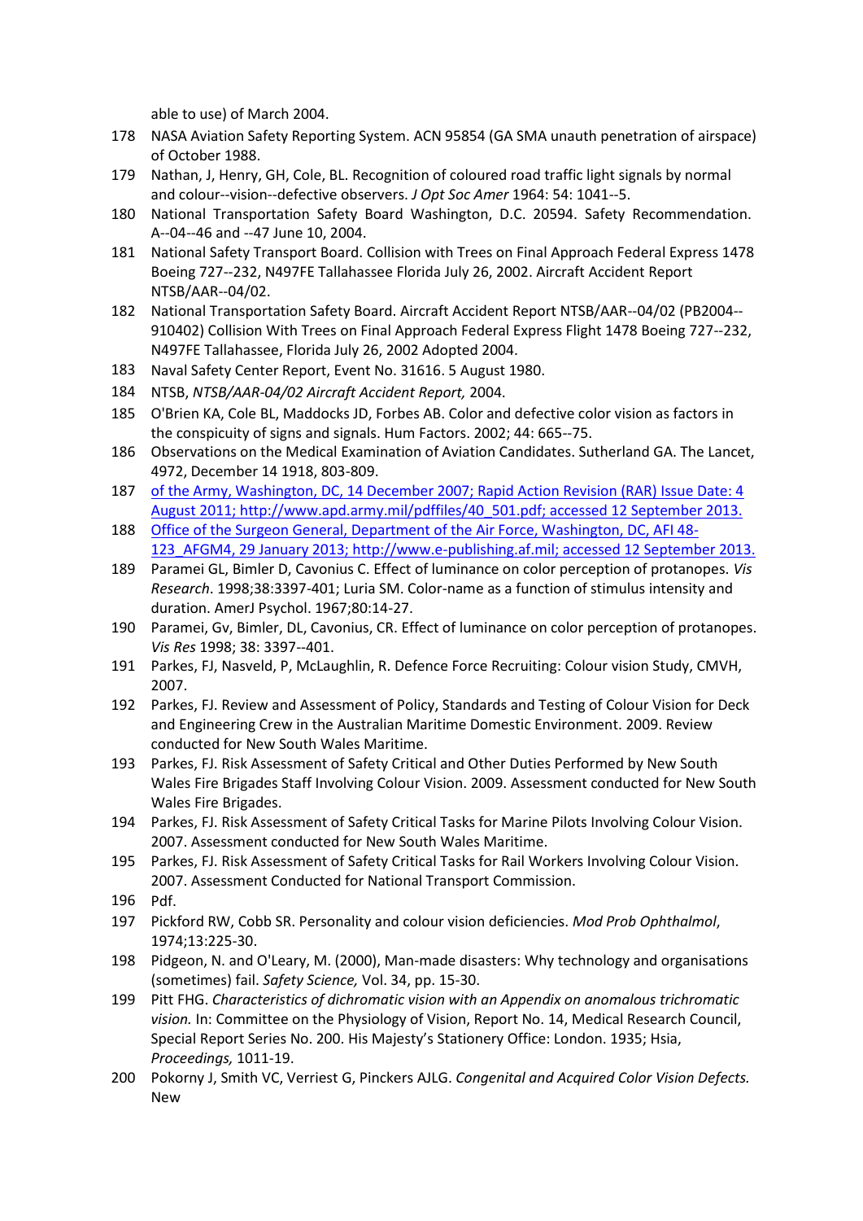able to use) of March 2004.

178 NASA Aviation Safety Reporting System. ACN 95854 (GA SMA unauth penetration of airspace) of October 1988.

179 Nathan, J, Henry, GH, Cole, BL. Recognition of coloured road traffic light signals by normal and colour--vision--defective observers. *J Opt Soc Amer* 1964: 54: 1041--5.

180 National Transportation Safety Board Washington, D.C. 20594. Safety Recommendation. A--04--46 and --47 June 10, 2004.

181 National Safety Transport Board. Collision with Trees on Final Approach Federal Express 1478 Boeing 727--232, N497FE Tallahassee Florida July 26, 2002. Aircraft Accident Report NTSB/AAR--04/02.

182 National Transportation Safety Board. Aircraft Accident Report NTSB/AAR--04/02 (PB2004--910402) Collision With Trees on Final Approach Federal Express Flight 1478 Boeing 727--232, N497FE Tallahassee, Florida July 26, 2002 Adopted 2004.

183 Naval Safety Center Report, Event No. 31616. 5 August 1980.

184 NTSB, *NTSB/AAR-04/02 Aircraft Accident Report,* 2004.

185 O'Brien KA, Cole BL, Maddocks JD, Forbes AB. Color and defective color vision as factors in the conspicuity of signs and signals. Hum Factors. 2002; 44: 665--75.

186 Observations on the Medical Examination of Aviation Candidates. Sutherland GA. The Lancet, 4972, December 14 1918, 803-809.

187 of the Army, Washington, DC, 14 December 2007; Rapid Action Revision (RAR) Issue Date: 4 August 2011; http://www.apd.army.mil/pdffiles/40_501.pdf; accessed 12 September 2013.

188 Office of the Surgeon General, Department of the Air Force, Washington, DC, AFI 48-123_AFGM4, 29 January 2013; http://www.e-publishing.af.mil; accessed 12 September 2013.

189 Paramei GL, Bimler D, Cavonius C. Effect of luminance on color perception of protanopes. *Vis Research*. 1998;38:3397-401; Luria SM. Color-name as a function of stimulus intensity and duration. AmerJ Psychol. 1967;80:14-27.

190 Paramei, Gv, Bimler, DL, Cavonius, CR. Effect of luminance on color perception of protanopes. *Vis Res* 1998; 38: 3397--401.

191 Parkes, FJ, Nasveld, P, McLaughlin, R. Defence Force Recruiting: Colour vision Study, CMVH, 2007.

192 Parkes, FJ. Review and Assessment of Policy, Standards and Testing of Colour Vision for Deck and Engineering Crew in the Australian Maritime Domestic Environment. 2009. Review conducted for New South Wales Maritime.

193 Parkes, FJ. Risk Assessment of Safety Critical and Other Duties Performed by New South Wales Fire Brigades Staff Involving Colour Vision. 2009. Assessment conducted for New South Wales Fire Brigades.

194 Parkes, FJ. Risk Assessment of Safety Critical Tasks for Marine Pilots Involving Colour Vision. 2007. Assessment conducted for New South Wales Maritime.

195 Parkes, FJ. Risk Assessment of Safety Critical Tasks for Rail Workers Involving Colour Vision. 2007. Assessment Conducted for National Transport Commission.

196 Pdf.

197 Pickford RW, Cobb SR. Personality and colour vision deficiencies. *Mod Prob Ophthalmol*, 1974;13:225-30.

198 Pidgeon, N. and O'Leary, M. (2000), Man-made disasters: Why technology and organisations (sometimes) fail. *Safety Science,* Vol. 34, pp. 15-30.

199 Pitt FHG. *Characteristics of dichromatic vision with an Appendix on anomalous trichromatic vision.* In: Committee on the Physiology of Vision, Report No. 14, Medical Research Council, Special Report Series No. 200. His Majesty's Stationery Office: London. 1935; Hsia, *Proceedings,* 1011-19.

200 Pokorny J, Smith VC, Verriest G, Pinckers AJLG. *Congenital and Acquired Color Vision Defects.* New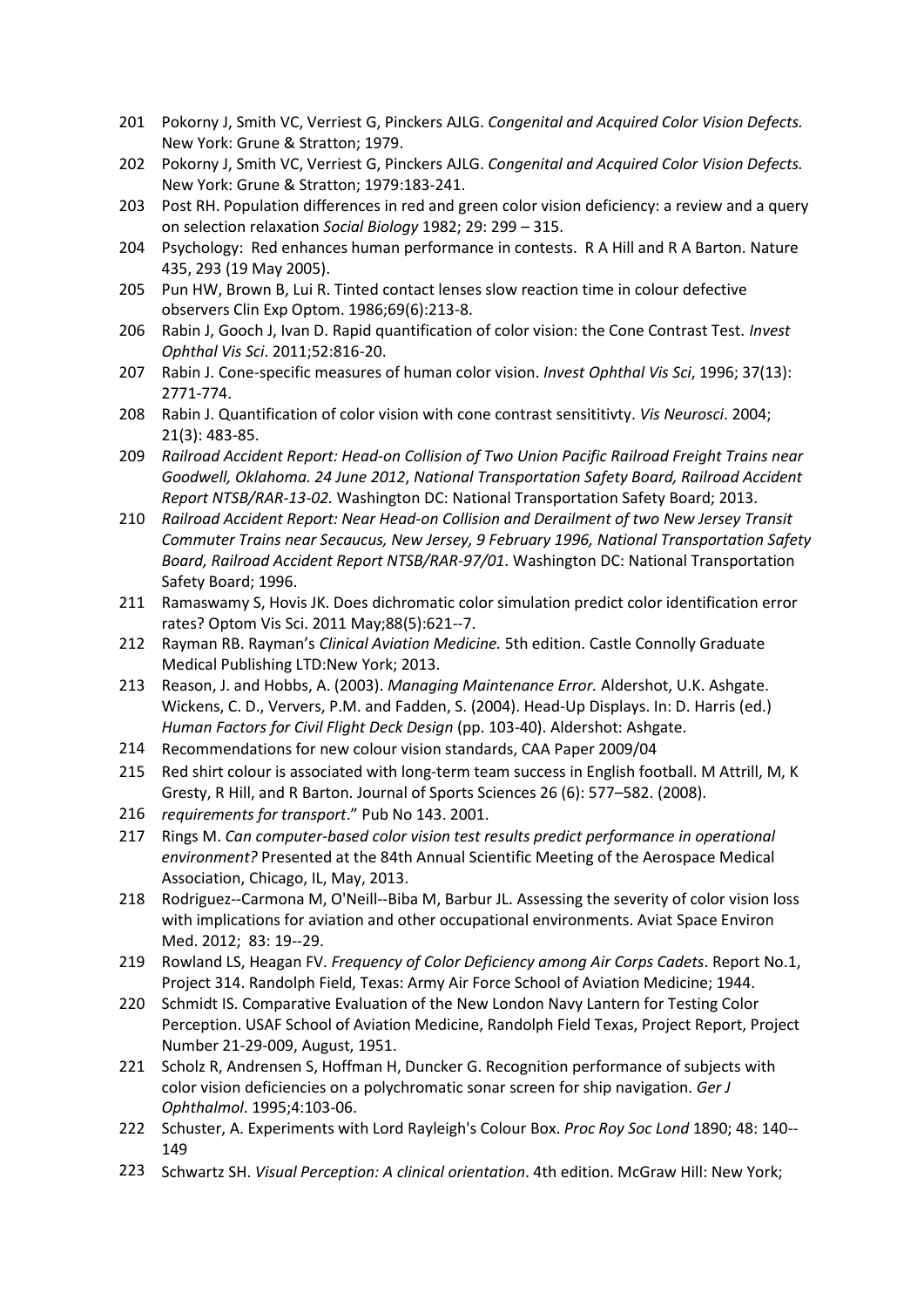201 Pokorny J, Smith VC, Verriest G, Pinckers AJLG. *Congenital and Acquired Color Vision Defects.* New York: Grune & Stratton; 1979.

202 Pokorny J, Smith VC, Verriest G, Pinckers AJLG. *Congenital and Acquired Color Vision Defects.* New York: Grune & Stratton; 1979:183-241.

203 Post RH. Population differences in red and green color vision deficiency: a review and a query on selection relaxation *Social Biology* 1982; 29: 299 – 315.

204 Psychology: Red enhances human performance in contests. R A Hill and R A Barton. Nature 435, 293 (19 May 2005).

205 Pun HW, Brown B, Lui R. Tinted contact lenses slow reaction time in colour defective observers Clin Exp Optom. 1986;69(6):213-8.

206 Rabin J, Gooch J, Ivan D. Rapid quantification of color vision: the Cone Contrast Test. *Invest Ophthal Vis Sci*. 2011;52:816-20.

207 Rabin J. Cone-specific measures of human color vision. *Invest Ophthal Vis Sci*, 1996; 37(13): 2771-774.

208 Rabin J. Quantification of color vision with cone contrast sensititivty. *Vis Neurosci*. 2004; 21(3): 483-85.

209 *Railroad Accident Report: Head-on Collision of Two Union Pacific Railroad Freight Trains near Goodwell, Oklahoma. 24 June 2012*, *National Transportation Safety Board, Railroad Accident Report NTSB/RAR-13-02.* Washington DC: National Transportation Safety Board; 2013.

210 *Railroad Accident Report: Near Head-on Collision and Derailment of two New Jersey Transit Commuter Trains near Secaucus, New Jersey, 9 February 1996, National Transportation Safety Board, Railroad Accident Report NTSB/RAR-97/01*. Washington DC: National Transportation Safety Board; 1996.

211 Ramaswamy S, Hovis JK. Does dichromatic color simulation predict color identification error rates? Optom Vis Sci. 2011 May;88(5):621--7.

212 Rayman RB. Rayman's *Clinical Aviation Medicine.* 5th edition. Castle Connolly Graduate Medical Publishing LTD:New York; 2013.

213 Reason, J. and Hobbs, A. (2003). *Managing Maintenance Error.* Aldershot, U.K. Ashgate. Wickens, C. D., Ververs, P.M. and Fadden, S. (2004). Head-Up Displays. In: D. Harris (ed.) *Human Factors for Civil Flight Deck Design* (pp. 103-40). Aldershot: Ashgate.

214 Recommendations for new colour vision standards, CAA Paper 2009/04

215 Red shirt colour is associated with long-term team success in English football. M Attrill, M, K Gresty, R Hill, and R Barton. Journal of Sports Sciences 26 (6): 577–582. (2008).

216 *requirements for transport*." Pub No 143. 2001.

217 Rings M. *Can computer-based color vision test results predict performance in operational environment?* Presented at the 84th Annual Scientific Meeting of the Aerospace Medical Association, Chicago, IL, May, 2013.

218 Rodriguez--Carmona M, O'Neill--Biba M, Barbur JL. Assessing the severity of color vision loss with implications for aviation and other occupational environments. Aviat Space Environ Med. 2012; 83: 19--29.

219 Rowland LS, Heagan FV. *Frequency of Color Deficiency among Air Corps Cadets*. Report No.1, Project 314. Randolph Field, Texas: Army Air Force School of Aviation Medicine; 1944.

220 Schmidt IS. Comparative Evaluation of the New London Navy Lantern for Testing Color Perception. USAF School of Aviation Medicine, Randolph Field Texas, Project Report, Project Number 21-29-009, August, 1951.

221 Scholz R, Andrensen S, Hoffman H, Duncker G. Recognition performance of subjects with color vision deficiencies on a polychromatic sonar screen for ship navigation. *Ger J Ophthalmol*. 1995;4:103-06.

222 Schuster, A. Experiments with Lord Rayleigh's Colour Box. *Proc Roy Soc Lond* 1890; 48: 140--149

223 Schwartz SH. *Visual Perception: A clinical orientation*. 4th edition. McGraw Hill: New York;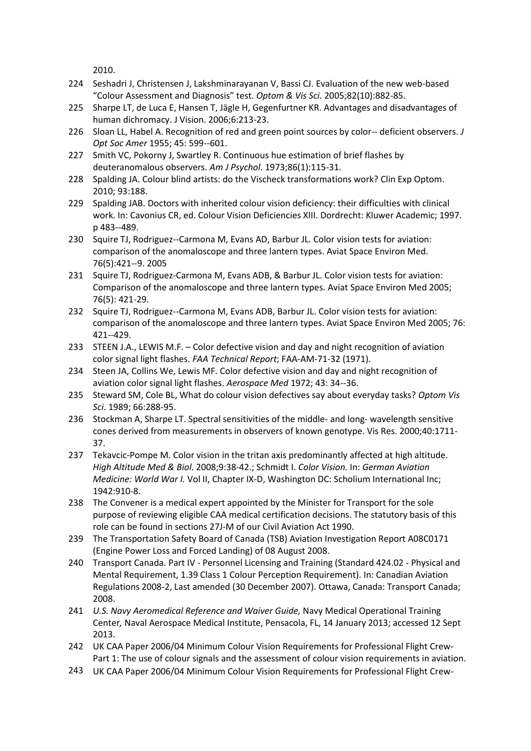2010.

224 Seshadri J, Christensen J, Lakshminarayanan V, Bassi CJ. Evaluation of the new web-based "Colour Assessment and Diagnosis" test. *Optom & Vis Sci*. 2005;82(10):882-85.

225 Sharpe LT, de Luca E, Hansen T, Jägle H, Gegenfurtner KR. Advantages and disadvantages of human dichromacy. J Vision. 2006;6:213-23.

226 Sloan LL, Habel A. Recognition of red and green point sources by color-- deficient observers. *J Opt Soc Amer* 1955; 45: 599--601.

227 Smith VC, Pokorny J, Swartley R. Continuous hue estimation of brief flashes by deuteranomalous observers. *Am J Psychol*. 1973;86(1):115-31.

228 Spalding JA. Colour blind artists: do the Vischeck transformations work? Clin Exp Optom. 2010; 93:188.

229 Spalding JAB. Doctors with inherited colour vision deficiency: their difficulties with clinical work. In: Cavonius CR, ed. Colour Vision Deficiencies XIII. Dordrecht: Kluwer Academic; 1997. p 483--489.

230 Squire TJ, Rodriguez--Carmona M, Evans AD, Barbur JL. Color vision tests for aviation: comparison of the anomaloscope and three lantern types. Aviat Space Environ Med. 76(5):421--9. 2005

231 Squire TJ, Rodriguez-Carmona M, Evans ADB, & Barbur JL. Color vision tests for aviation: Comparison of the anomaloscope and three lantern types. Aviat Space Environ Med 2005; 76(5): 421-29.

232 Squire TJ, Rodriguez--Carmona M, Evans ADB, Barbur JL. Color vision tests for aviation: comparison of the anomaloscope and three lantern types. Aviat Space Environ Med 2005; 76: 421--429.

233 STEEN J.A., LEWIS M.F. – Color defective vision and day and night recognition of aviation color signal light flashes. *FAA Technical Report*; FAA-AM-71-32 (1971).

234 Steen JA, Collins We, Lewis MF. Color defective vision and day and night recognition of aviation color signal light flashes. *Aerospace Med* 1972; 43: 34--36.

235 Steward SM, Cole BL, What do colour vision defectives say about everyday tasks? *Optom Vis Sci*. 1989; 66:288-95.

236 Stockman A, Sharpe LT. Spectral sensitivities of the middle- and long- wavelength sensitive cones derived from measurements in observers of known genotype. Vis Res. 2000;40:1711-37.

237 Tekavcic-Pompe M. Color vision in the tritan axis predominantly affected at high altitude. *High Altitude Med & Biol*. 2008;9:38-42.; Schmidt I. *Color Vision.* In: *German Aviation Medicine: World War I.* Vol II, Chapter IX-D, Washington DC: Scholium International Inc; 1942:910-8.

238 The Convener is a medical expert appointed by the Minister for Transport for the sole purpose of reviewing eligible CAA medical certification decisions. The statutory basis of this role can be found in sections 27J-M of our Civil Aviation Act 1990.

239 The Transportation Safety Board of Canada (TSB) Aviation Investigation Report A08C0171 (Engine Power Loss and Forced Landing) of 08 August 2008.

240 Transport Canada. Part IV - Personnel Licensing and Training (Standard 424.02 - Physical and Mental Requirement, 1.39 Class 1 Colour Perception Requirement). In: Canadian Aviation Regulations 2008-2, Last amended (30 December 2007). Ottawa, Canada: Transport Canada; 2008.

241 *U.S. Navy Aeromedical Reference and Waiver Guide,* Navy Medical Operational Training Center*,* Naval Aerospace Medical Institute, Pensacola, FL, 14 January 2013; accessed 12 Sept 2013.

242 UK CAA Paper 2006/04 Minimum Colour Vision Requirements for Professional Flight Crew-Part 1: The use of colour signals and the assessment of colour vision requirements in aviation.

243 UK CAA Paper 2006/04 Minimum Colour Vision Requirements for Professional Flight Crew-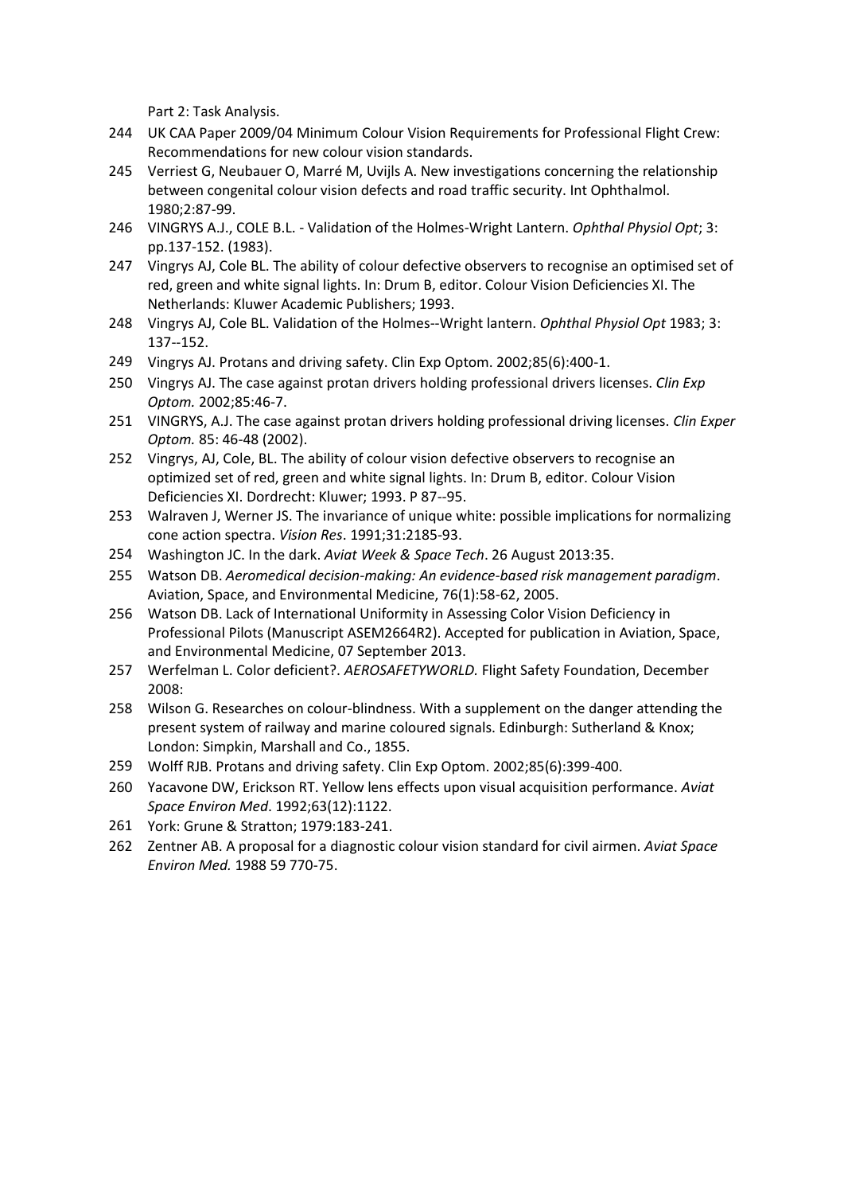Part 2: Task Analysis.

244 UK CAA Paper 2009/04 Minimum Colour Vision Requirements for Professional Flight Crew: Recommendations for new colour vision standards.

245 Verriest G, Neubauer O, Marré M, Uvijls A. New investigations concerning the relationship between congenital colour vision defects and road traffic security. Int Ophthalmol. 1980;2:87-99.

246 VINGRYS A.J., COLE B.L. - Validation of the Holmes-Wright Lantern. *Ophthal Physiol Opt*; 3: pp.137-152. (1983).

247 Vingrys AJ, Cole BL. The ability of colour defective observers to recognise an optimised set of red, green and white signal lights. In: Drum B, editor. Colour Vision Deficiencies XI. The Netherlands: Kluwer Academic Publishers; 1993.

248 Vingrys AJ, Cole BL. Validation of the Holmes--Wright lantern. *Ophthal Physiol Opt* 1983; 3: 137--152.

249 Vingrys AJ. Protans and driving safety. Clin Exp Optom. 2002;85(6):400-1.

250 Vingrys AJ. The case against protan drivers holding professional drivers licenses. *Clin Exp Optom.* 2002;85:46-7.

251 VINGRYS, A.J. The case against protan drivers holding professional driving licenses. *Clin Exper Optom.* 85: 46-48 (2002).

252 Vingrys, AJ, Cole, BL. The ability of colour vision defective observers to recognise an optimized set of red, green and white signal lights. In: Drum B, editor. Colour Vision Deficiencies XI. Dordrecht: Kluwer; 1993. P 87--95.

253 Walraven J, Werner JS. The invariance of unique white: possible implications for normalizing cone action spectra. *Vision Res*. 1991;31:2185-93.

254 Washington JC. In the dark. *Aviat Week & Space Tech*. 26 August 2013:35.

255 Watson DB. *Aeromedical decision-making: An evidence-based risk management paradigm*. Aviation, Space, and Environmental Medicine, 76(1):58-62, 2005.

256 Watson DB. Lack of International Uniformity in Assessing Color Vision Deficiency in Professional Pilots (Manuscript ASEM2664R2). Accepted for publication in Aviation, Space, and Environmental Medicine, 07 September 2013.

257 Werfelman L. Color deficient?. *AEROSAFETYWORLD.* Flight Safety Foundation, December 2008:

258 Wilson G. Researches on colour-blindness. With a supplement on the danger attending the present system of railway and marine coloured signals. Edinburgh: Sutherland & Knox; London: Simpkin, Marshall and Co., 1855.

259 Wolff RJB. Protans and driving safety. Clin Exp Optom. 2002;85(6):399-400.

260 Yacavone DW, Erickson RT. Yellow lens effects upon visual acquisition performance. *Aviat Space Environ Med*. 1992;63(12):1122.

261 York: Grune & Stratton; 1979:183-241.

262 Zentner AB. A proposal for a diagnostic colour vision standard for civil airmen. *Aviat Space Environ Med.* 1988 59 770-75.